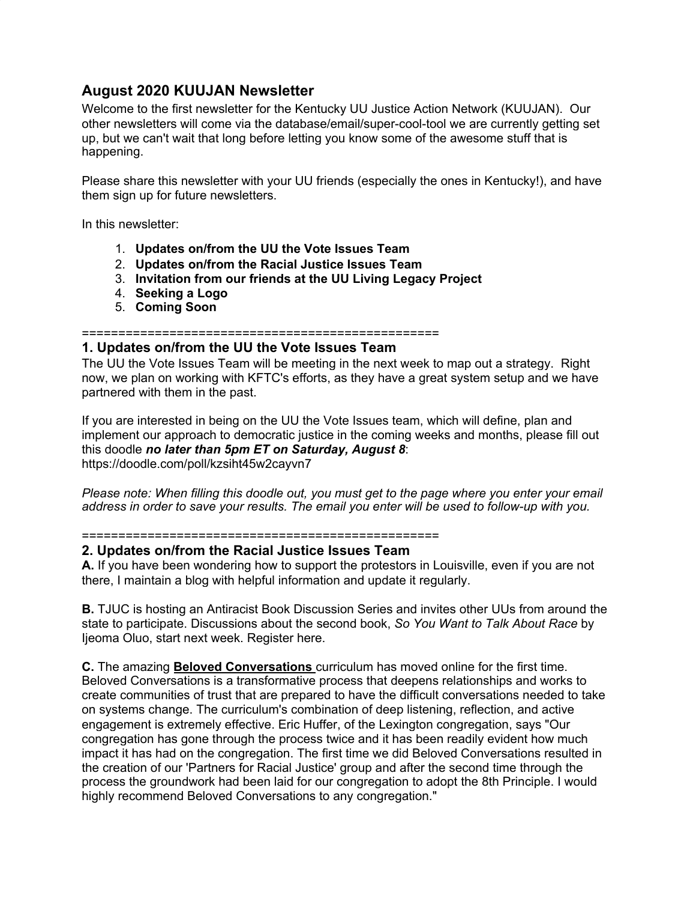# August 2020 KUUJAN Newsletter

Welcome to the first newsletter for the Kentucky UU Justice Action Network (KUUJAN). Our other newsletters will come via the database/email/super-cool-tool we are currently getting set up, but we can't wait that long before letting you know some of the awesome stuff that is happening.

Please share this newsletter with your UU friends (especially the ones in Kentucky!), and have them sign up for future newsletters.

In this newsletter:

1. **Updates on/from the UU the Vote Issues Team**
2. **Updates on/from the Racial Justice Issues Team**
3. **Invitation from our friends at the UU Living Legacy Project**
4. **Seeking a Logo**
5. **Coming Soon**

==================================================

## 1. Updates on/from the UU the Vote Issues Team

The UU the Vote Issues Team will be meeting in the next week to map out a strategy. Right now, we plan on working with KFTC's efforts, as they have a great system setup and we have partnered with them in the past.

If you are interested in being on the UU the Vote Issues team, which will define, plan and implement our approach to democratic justice in the coming weeks and months, please fill out this doodle ***no later than 5pm ET on Saturday, August 8***:
https://doodle.com/poll/kzsiht45w2cayvn7

*Please note: When filling this doodle out, you must get to the page where you enter your email address in order to save your results. The email you enter will be used to follow-up with you.*

==================================================

## 2. Updates on/from the Racial Justice Issues Team

**A.** If you have been wondering how to support the protestors in Louisville, even if you are not there, I maintain a blog with helpful information and update it regularly.

**B.** TJUC is hosting an Antiracist Book Discussion Series and invites other UUs from around the state to participate. Discussions about the second book, *So You Want to Talk About Race* by Ijeoma Oluo, start next week. Register here.

**C.** The amazing **Beloved Conversations** curriculum has moved online for the first time. Beloved Conversations is a transformative process that deepens relationships and works to create communities of trust that are prepared to have the difficult conversations needed to take on systems change. The curriculum's combination of deep listening, reflection, and active engagement is extremely effective. Eric Huffer, of the Lexington congregation, says "Our congregation has gone through the process twice and it has been readily evident how much impact it has had on the congregation. The first time we did Beloved Conversations resulted in the creation of our 'Partners for Racial Justice' group and after the second time through the process the groundwork had been laid for our congregation to adopt the 8th Principle. I would highly recommend Beloved Conversations to any congregation."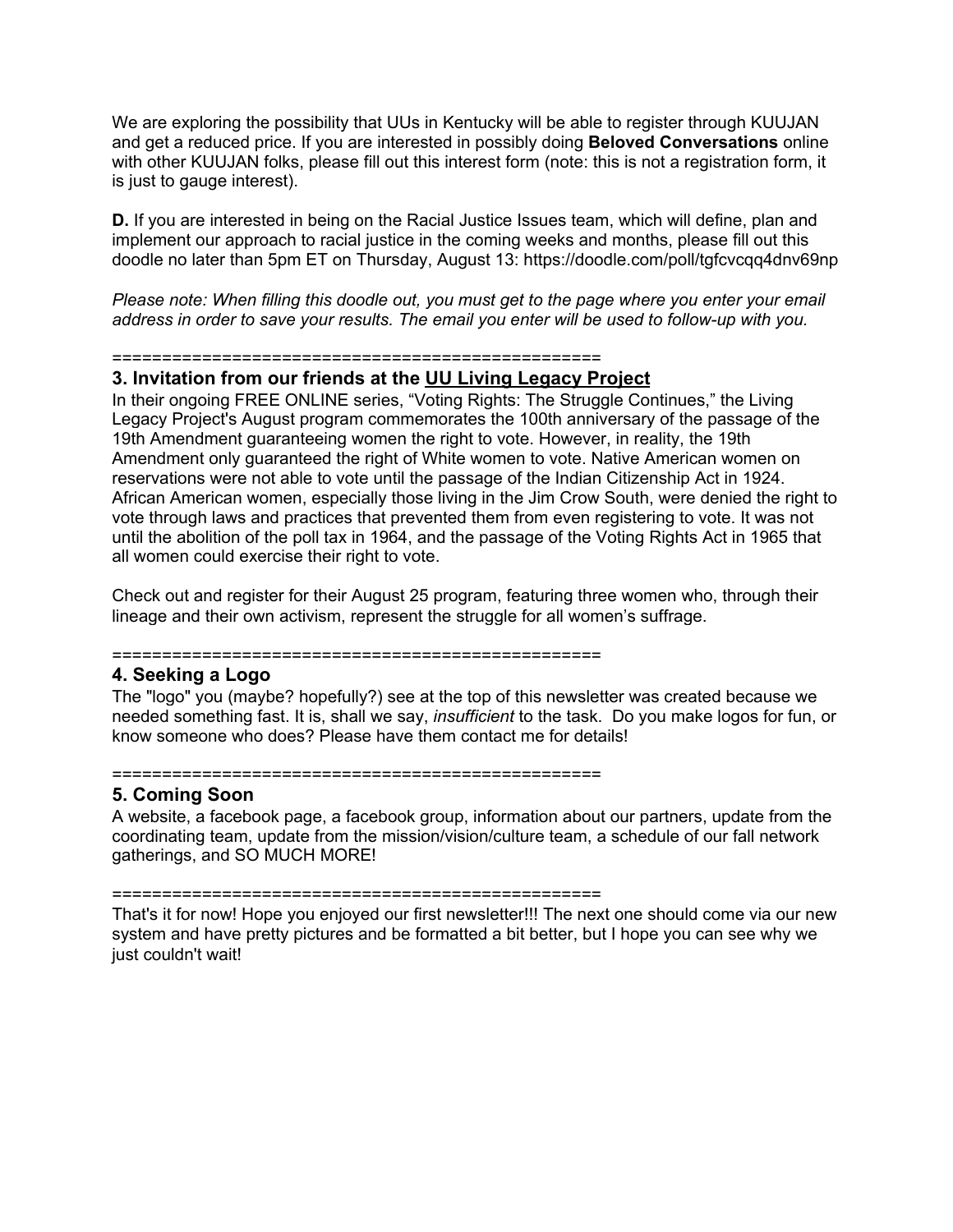We are exploring the possibility that UUs in Kentucky will be able to register through KUUJAN and get a reduced price. If you are interested in possibly doing **Beloved Conversations** online with other KUUJAN folks, please fill out this interest form (note: this is not a registration form, it is just to gauge interest).

**D.** If you are interested in being on the Racial Justice Issues team, which will define, plan and implement our approach to racial justice in the coming weeks and months, please fill out this doodle no later than 5pm ET on Thursday, August 13: https://doodle.com/poll/tgfcvcqq4dnv69np

*Please note: When filling this doodle out, you must get to the page where you enter your email address in order to save your results. The email you enter will be used to follow-up with you.*

==================================================

### 3. Invitation from our friends at the UU Living Legacy Project

In their ongoing FREE ONLINE series, "Voting Rights: The Struggle Continues," the Living Legacy Project's August program commemorates the 100th anniversary of the passage of the 19th Amendment guaranteeing women the right to vote. However, in reality, the 19th Amendment only guaranteed the right of White women to vote. Native American women on reservations were not able to vote until the passage of the Indian Citizenship Act in 1924. African American women, especially those living in the Jim Crow South, were denied the right to vote through laws and practices that prevented them from even registering to vote. It was not until the abolition of the poll tax in 1964, and the passage of the Voting Rights Act in 1965 that all women could exercise their right to vote.

Check out and register for their August 25 program, featuring three women who, through their lineage and their own activism, represent the struggle for all women's suffrage.

==================================================

### 4. Seeking a Logo

The "logo" you (maybe? hopefully?) see at the top of this newsletter was created because we needed something fast. It is, shall we say, *insufficient* to the task. Do you make logos for fun, or know someone who does? Please have them contact me for details!

==================================================

### 5. Coming Soon

A website, a facebook page, a facebook group, information about our partners, update from the coordinating team, update from the mission/vision/culture team, a schedule of our fall network gatherings, and SO MUCH MORE!

==================================================

That's it for now! Hope you enjoyed our first newsletter!!! The next one should come via our new system and have pretty pictures and be formatted a bit better, but I hope you can see why we just couldn't wait!